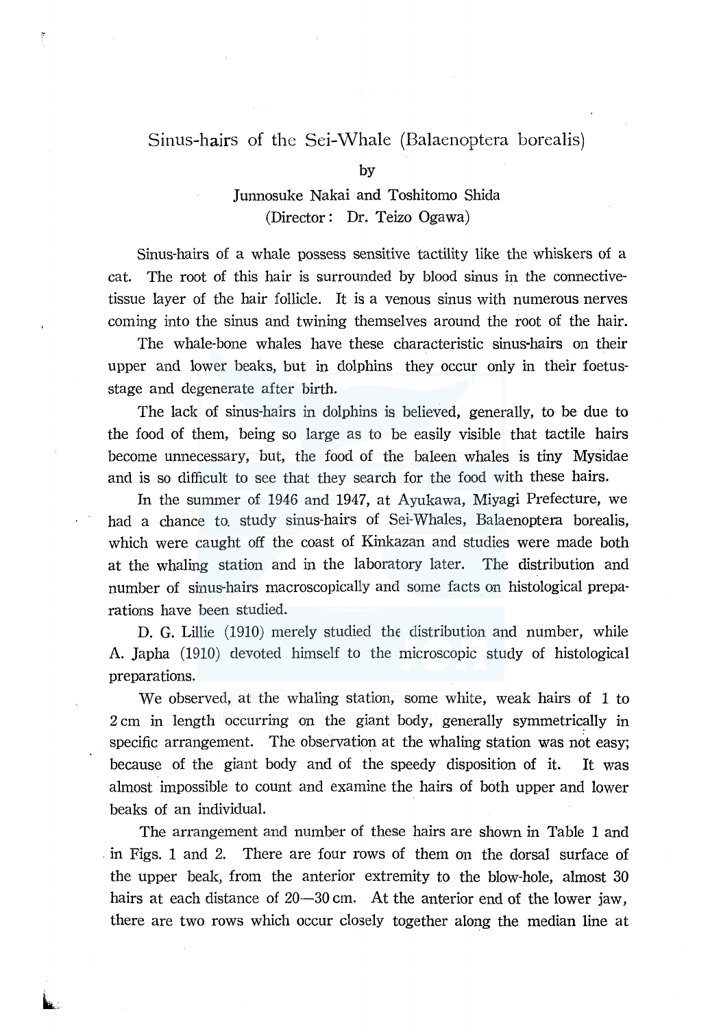# Sinus-hairs of the Sei-Whale (Balaenoptera borealis)

by

Junnosuke Nakai and Toshitomo Shida

(Director: Dr. Teizo Ogawa)

Sinus-hairs of a whale possess sensitive tactility like the whiskers of a cat. The root of this hair is surrounded by blood sinus in the connective-tissue layer of the hair follicle. It is a venous sinus with numerous nerves coming into the sinus and twining themselves around the root of the hair.

The whale-bone whales have these characteristic sinus-hairs on their upper and lower beaks, but in dolphins they occur only in their foetus-stage and degenerate after birth.

The lack of sinus-hairs in dolphins is believed, generally, to be due to the food of them, being so large as to be easily visible that tactile hairs become unnecessary, but, the food of the baleen whales is tiny Mysidae and is so difficult to see that they search for the food with these hairs.

In the summer of 1946 and 1947, at Ayukawa, Miyagi Prefecture, we had a chance to study sinus-hairs of Sei-Whales, Balaenoptera borealis, which were caught off the coast of Kinkazan and studies were made both at the whaling station and in the laboratory later. The distribution and number of sinus-hairs macroscopically and some facts on histological preparations have been studied.

D. G. Lillie (1910) merely studied the distribution and number, while A. Japha (1910) devoted himself to the microscopic study of histological preparations.

We observed, at the whaling station, some white, weak hairs of 1 to 2 cm in length occurring on the giant body, generally symmetrically in specific arrangement. The observation at the whaling station was not easy; because of the giant body and of the speedy disposition of it. It was almost impossible to count and examine the hairs of both upper and lower beaks of an individual.

The arrangement and number of these hairs are shown in Table 1 and in Figs. 1 and 2. There are four rows of them on the dorsal surface of the upper beak, from the anterior extremity to the blow-hole, almost 30 hairs at each distance of 20—30 cm. At the anterior end of the lower jaw, there are two rows which occur closely together along the median line at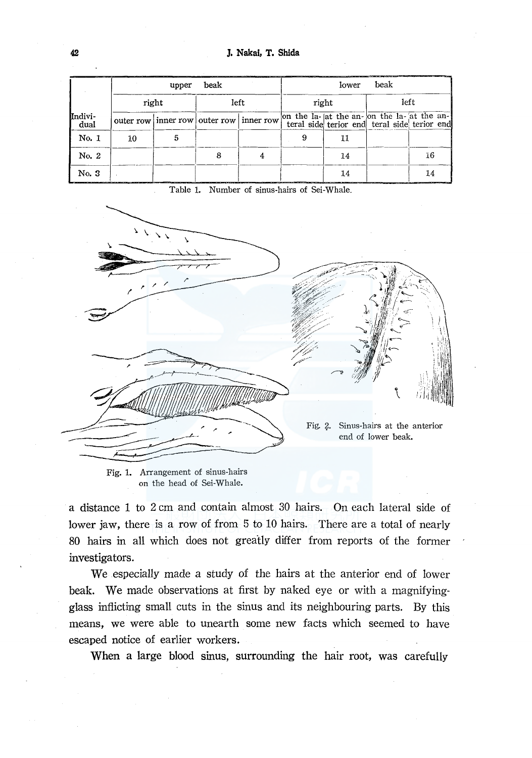| Individual | upper beak | | | | lower beak | | | |
|---|---|---|---|---|---|---|---|---|
| | right | | left | | right | | left | |
| | outer row | inner row | outer row | inner row | on the lateral side | at the anterior end | on the lateral side | at the anterior end |
| No. 1 | 10 | 5 | | | 9 | 11 | | |
| No. 2 | | | 8 | 4 | | 14 | | 16 |
| No. 3 | | | | | | 14 | | 14 |

Table 1. Number of sinus-hairs of Sei-Whale.

Fig. 1. Arrangement of sinus-hairs on the head of Sei-Whale.

Fig. 2. Sinus-hairs at the anterior end of lower beak.

a distance 1 to 2 cm and contain almost 30 hairs. On each lateral side of lower jaw, there is a row of from 5 to 10 hairs. There are a total of nearly 80 hairs in all which does not greatly differ from reports of the former investigators.

We especially made a study of the hairs at the anterior end of lower beak. We made observations at first by naked eye or with a magnifying-glass inflicting small cuts in the sinus and its neighbouring parts. By this means, we were able to unearth some new facts which seemed to have escaped notice of earlier workers.

When a large blood sinus, surrounding the hair root, was carefully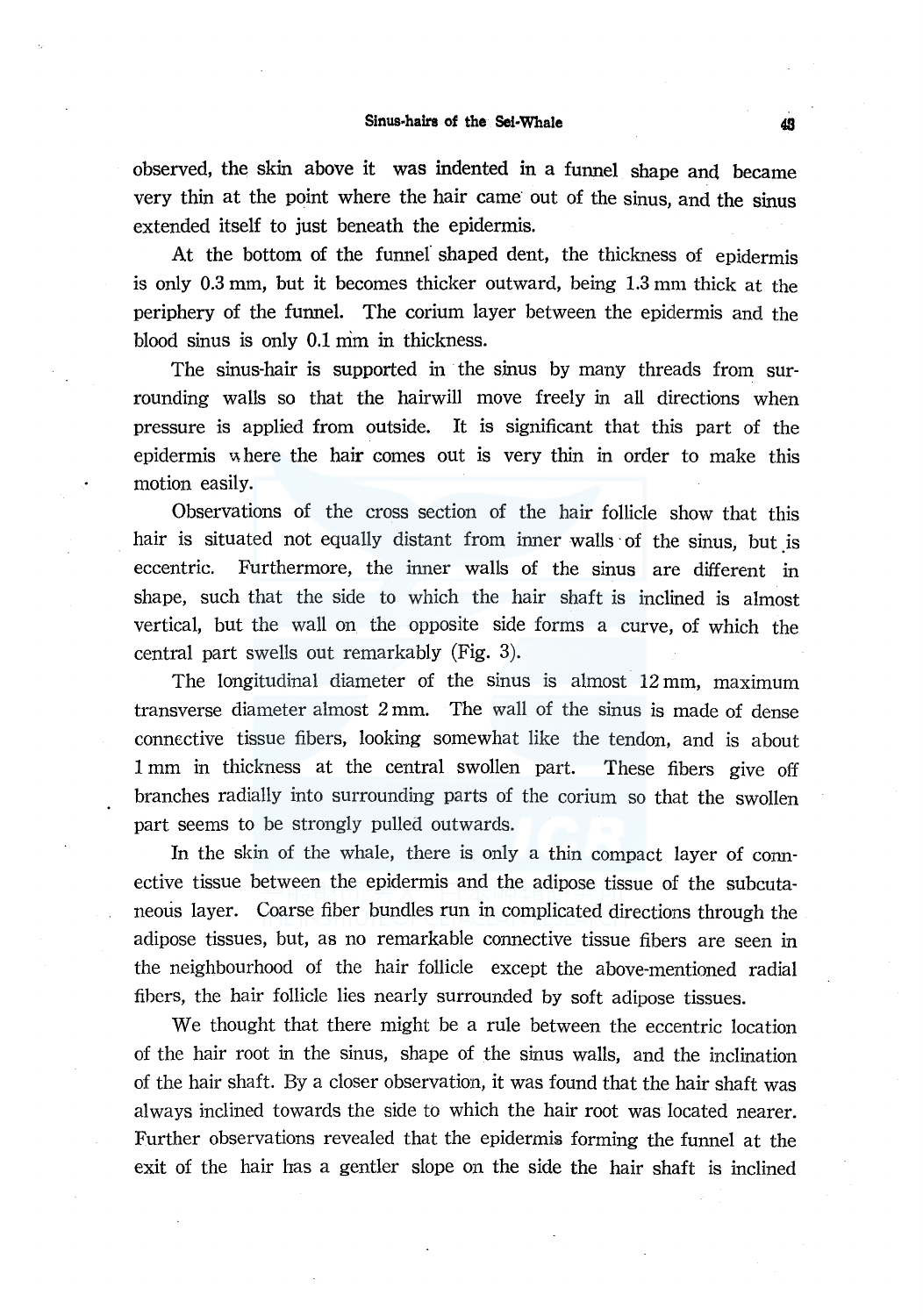observed, the skin above it was indented in a funnel shape and became very thin at the point where the hair came out of the sinus, and the sinus extended itself to just beneath the epidermis.

At the bottom of the funnel shaped dent, the thickness of epidermis is only 0.3 mm, but it becomes thicker outward, being 1.3 mm thick at the periphery of the funnel. The corium layer between the epidermis and the blood sinus is only 0.1 mm in thickness.

The sinus-hair is supported in the sinus by many threads from surrounding walls so that the hairwill move freely in all directions when pressure is applied from outside. It is significant that this part of the epidermis where the hair comes out is very thin in order to make this motion easily.

Observations of the cross section of the hair follicle show that this hair is situated not equally distant from inner walls of the sinus, but is eccentric. Furthermore, the inner walls of the sinus are different in shape, such that the side to which the hair shaft is inclined is almost vertical, but the wall on the opposite side forms a curve, of which the central part swells out remarkably (Fig. 3).

The longitudinal diameter of the sinus is almost 12 mm, maximum transverse diameter almost 2 mm. The wall of the sinus is made of dense connective tissue fibers, looking somewhat like the tendon, and is about 1 mm in thickness at the central swollen part. These fibers give off branches radially into surrounding parts of the corium so that the swollen part seems to be strongly pulled outwards.

In the skin of the whale, there is only a thin compact layer of connective tissue between the epidermis and the adipose tissue of the subcutaneous layer. Coarse fiber bundles run in complicated directions through the adipose tissues, but, as no remarkable connective tissue fibers are seen in the neighbourhood of the hair follicle except the above-mentioned radial fibers, the hair follicle lies nearly surrounded by soft adipose tissues.

We thought that there might be a rule between the eccentric location of the hair root in the sinus, shape of the sinus walls, and the inclination of the hair shaft. By a closer observation, it was found that the hair shaft was always inclined towards the side to which the hair root was located nearer. Further observations revealed that the epidermis forming the funnel at the exit of the hair has a gentler slope on the side the hair shaft is inclined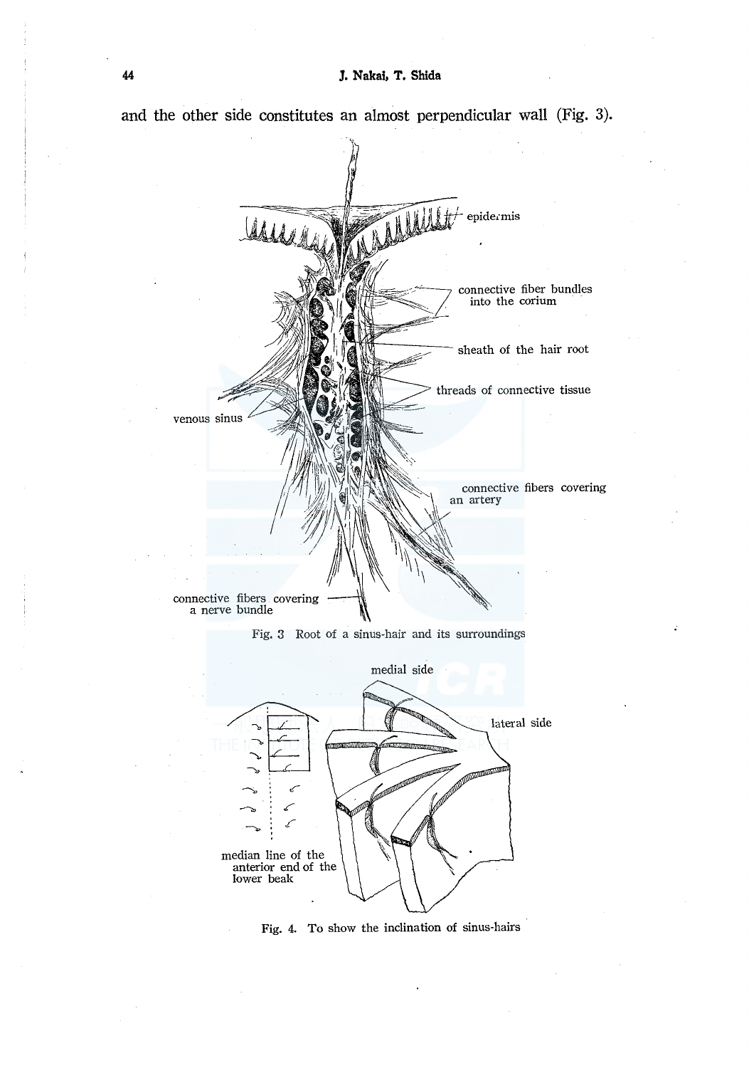and the other side constitutes an almost perpendicular wall (Fig. 3).

epidermis

connective fiber bundles into the corium

sheath of the hair root

threads of connective tissue

venous sinus

connective fibers covering an artery

connective fibers covering a nerve bundle

Fig. 3 Root of a sinus-hair and its surroundings

medial side

lateral side

median line of the anterior end of the lower beak

Fig. 4. To show the inclination of sinus-hairs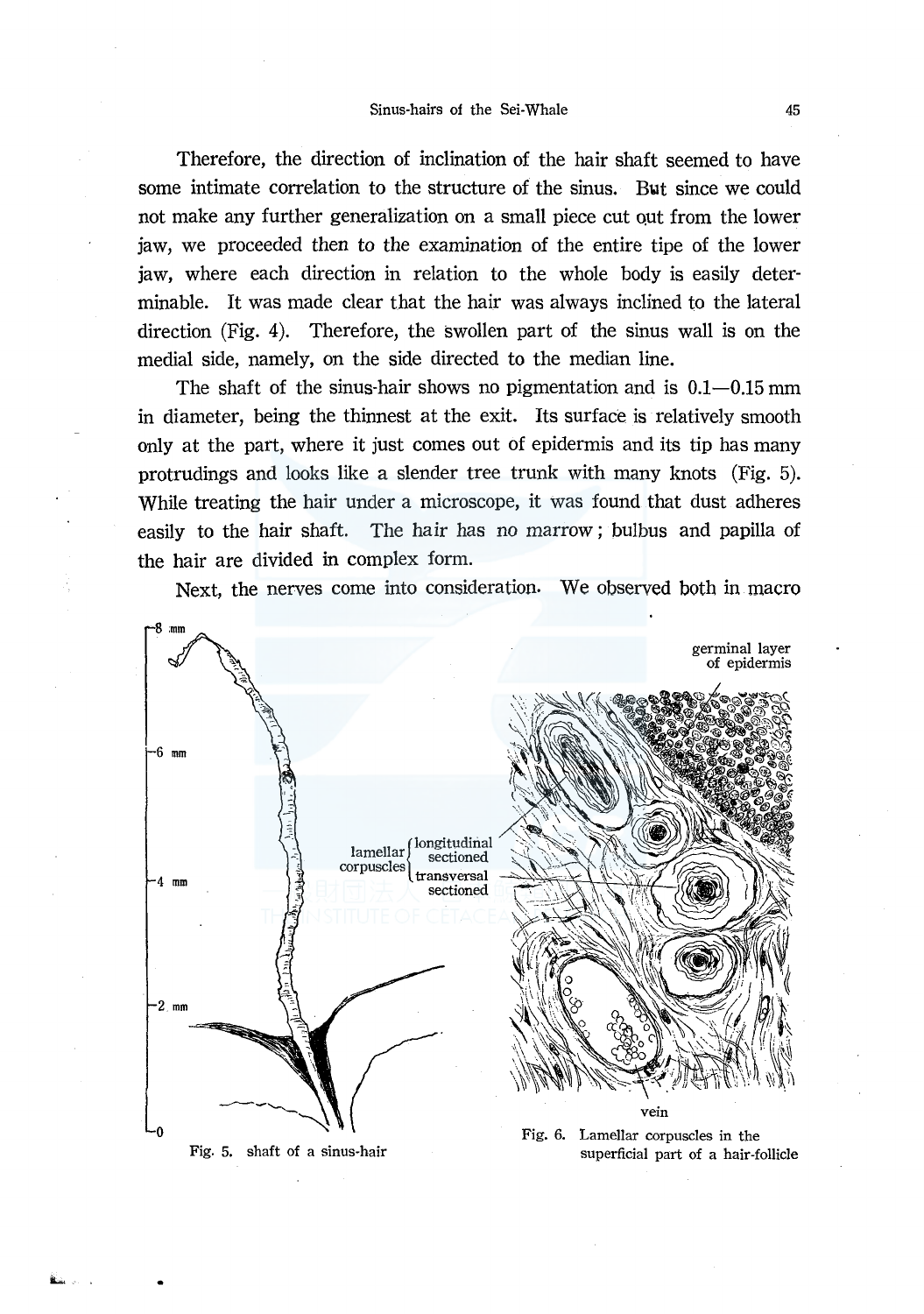Therefore, the direction of inclination of the hair shaft seemed to have some intimate correlation to the structure of the sinus. But since we could not make any further generalization on a small piece cut out from the lower jaw, we proceeded then to the examination of the entire tipe of the lower jaw, where each direction in relation to the whole body is easily determinable. It was made clear that the hair was always inclined to the lateral direction (Fig. 4). Therefore, the swollen part of the sinus wall is on the medial side, namely, on the side directed to the median line.

The shaft of the sinus-hair shows no pigmentation and is 0.1—0.15 mm in diameter, being the thinnest at the exit. Its surface is relatively smooth only at the part, where it just comes out of epidermis and its tip has many protrudings and looks like a slender tree trunk with many knots (Fig. 5). While treating the hair under a microscope, it was found that dust adheres easily to the hair shaft. The hair has no marrow; bulbus and papilla of the hair are divided in complex form.

Next, the nerves come into consideration. We observed both in macro

Fig. 5. shaft of a sinus-hair

Fig. 6. Lamellar corpuscles in the superficial part of a hair-follicle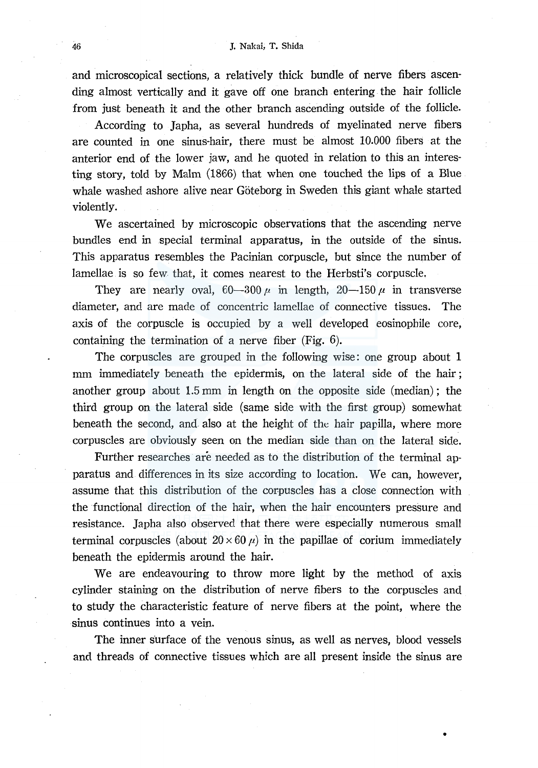and microscopical sections, a relatively thick bundle of nerve fibers ascending almost vertically and it gave off one branch entering the hair follicle from just beneath it and the other branch ascending outside of the follicle.

According to Japha, as several hundreds of myelinated nerve fibers are counted in one sinus-hair, there must be almost 10.000 fibers at the anterior end of the lower jaw, and he quoted in relation to this an interesting story, told by Malm (1866) that when one touched the lips of a Blue whale washed ashore alive near Göteborg in Sweden this giant whale started violently.

We ascertained by microscopic observations that the ascending nerve bundles end in special terminal apparatus, in the outside of the sinus. This apparatus resembles the Pacinian corpuscle, but since the number of lamellae is so few that, it comes nearest to the Herbsti's corpuscle.

They are nearly oval, 60—300 $\mu$ in length, 20—150 $\mu$ in transverse diameter, and are made of concentric lamellae of connective tissues. The axis of the corpuscle is occupied by a well developed eosinophile core, containing the termination of a nerve fiber (Fig. 6).

The corpuscles are grouped in the following wise: one group about 1 mm immediately beneath the epidermis, on the lateral side of the hair; another group about 1.5 mm in length on the opposite side (median); the third group on the lateral side (same side with the first group) somewhat beneath the second, and also at the height of the hair papilla, where more corpuscles are obviously seen on the median side than on the lateral side.

Further researches are needed as to the distribution of the terminal apparatus and differences in its size according to location. We can, however, assume that this distribution of the corpuscles has a close connection with the functional direction of the hair, when the hair encounters pressure and resistance. Japha also observed that there were especially numerous small terminal corpuscles (about $20 \times 60\ \mu$) in the papillae of corium immediately beneath the epidermis around the hair.

We are endeavouring to throw more light by the method of axis cylinder staining on the distribution of nerve fibers to the corpuscles and to study the characteristic feature of nerve fibers at the point, where the sinus continues into a vein.

The inner surface of the venous sinus, as well as nerves, blood vessels and threads of connective tissues which are all present inside the sinus are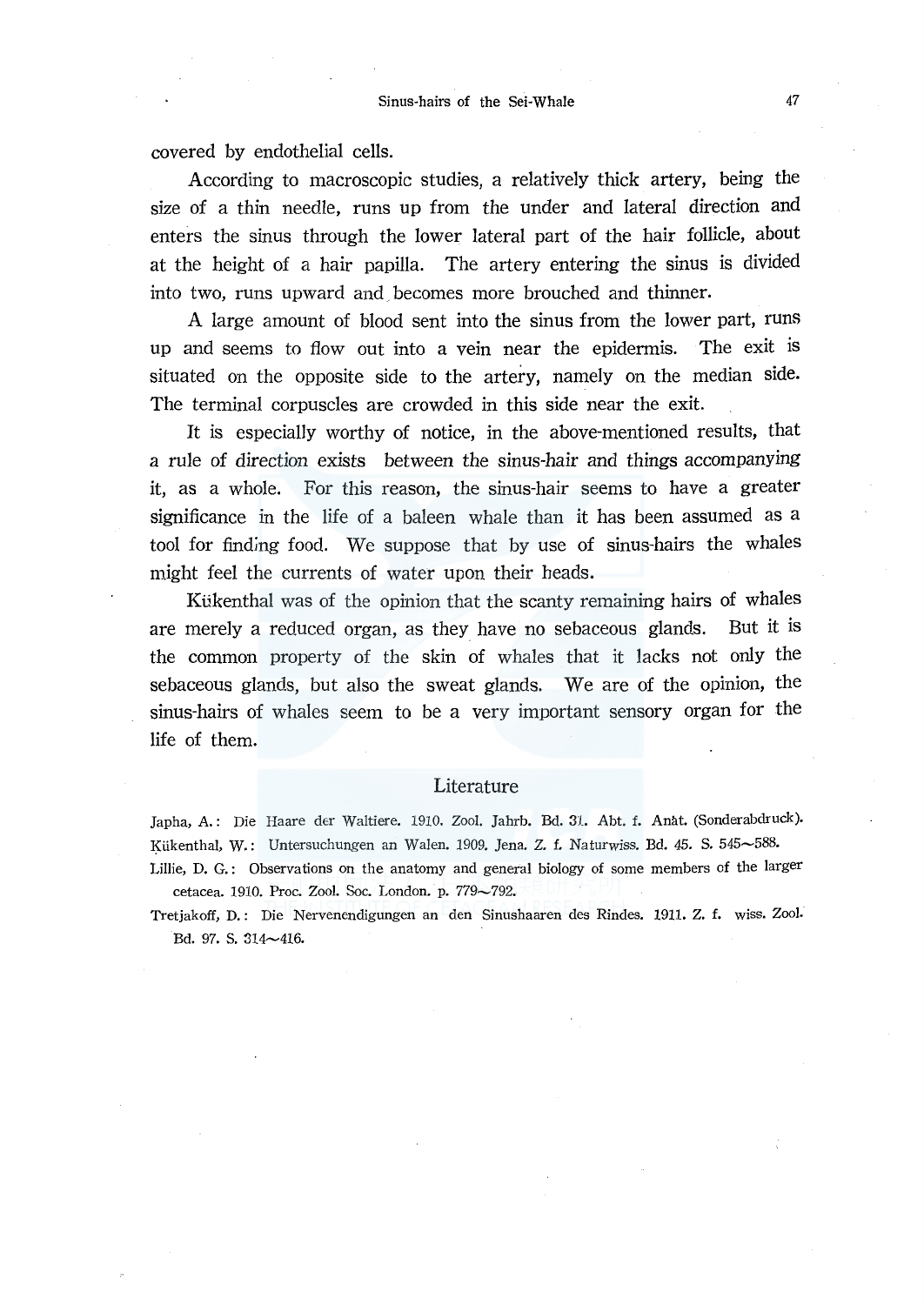covered by endothelial cells.

According to macroscopic studies, a relatively thick artery, being the size of a thin needle, runs up from the under and lateral direction and enters the sinus through the lower lateral part of the hair follicle, about at the height of a hair papilla. The artery entering the sinus is divided into two, runs upward and becomes more brouched and thinner.

A large amount of blood sent into the sinus from the lower part, runs up and seems to flow out into a vein near the epidermis. The exit is situated on the opposite side to the artery, namely on the median side. The terminal corpuscles are crowded in this side near the exit.

It is especially worthy of notice, in the above-mentioned results, that a rule of direction exists between the sinus-hair and things accompanying it, as a whole. For this reason, the sinus-hair seems to have a greater significance in the life of a baleen whale than it has been assumed as a tool for finding food. We suppose that by use of sinus-hairs the whales might feel the currents of water upon their heads.

Kükenthal was of the opinion that the scanty remaining hairs of whales are merely a reduced organ, as they have no sebaceous glands. But it is the common property of the skin of whales that it lacks not only the sebaceous glands, but also the sweat glands. We are of the opinion, the sinus-hairs of whales seem to be a very important sensory organ for the life of them.

## Literature

Japha, A.: Die Haare der Waltiere. 1910. Zool. Jahrb. Bd. 31. Abt. f. Anat. (Sonderabdruck).

Kükenthal, W.: Untersuchungen an Walen. 1909. Jena. Z. f. Naturwiss. Bd. 45. S. 545~588.

Lillie, D. G.: Observations on the anatomy and general biology of some members of the larger cetacea. 1910. Proc. Zool. Soc. London. p. 779~792.

Tretjakoff, D.: Die Nervenendigungen an den Sinushaaren des Rindes. 1911. Z. f. wiss. Zool. Bd. 97. S. 314~416.